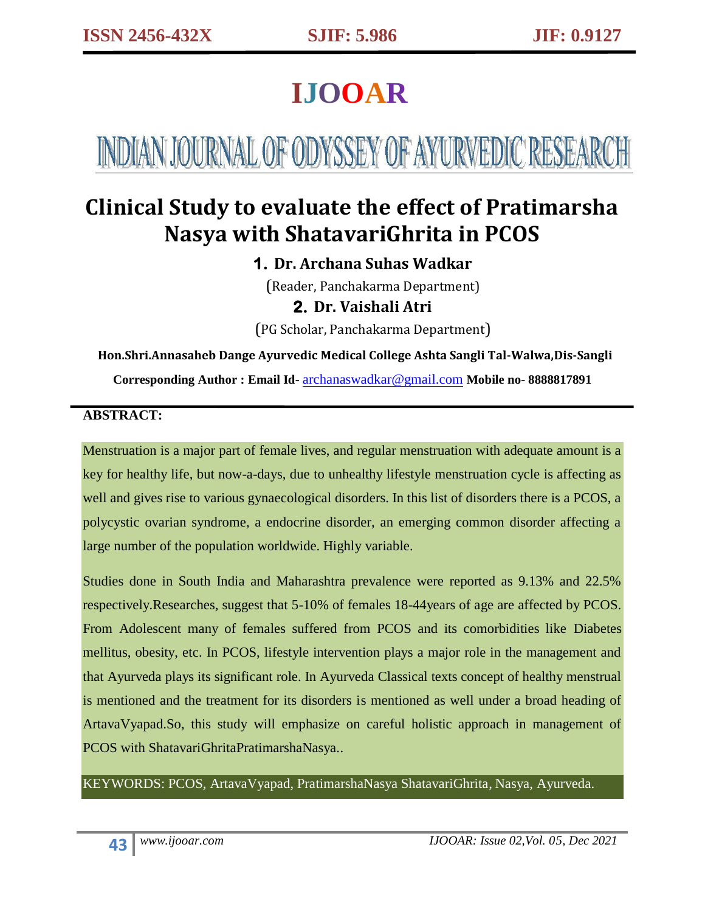# IJOOAR

# INDIAN JOURNAL OF ODYSSEY OF AYURVEDIC RESEARCH

# Clinical Study to evaluate the effect of Pratimarsha Nasya with ShatavariGhrita in PCOS

**1. Dr. Archana Suhas Wadkar**

(Reader, Panchakarma Department)

**2. Dr. Vaishali Atri**

(PG Scholar, Panchakarma Department)

**Hon.Shri.Annasaheb Dange Ayurvedic Medical College Ashta Sangli Tal-Walwa,Dis-Sangli**

**Corresponding Author : Email Id-** archanaswadkar@gmail.com **Mobile no- 8888817891**

## ABSTRACT:

Menstruation is a major part of female lives, and regular menstruation with adequate amount is a key for healthy life, but now-a-days, due to unhealthy lifestyle menstruation cycle is affecting as well and gives rise to various gynaecological disorders. In this list of disorders there is a PCOS, a polycystic ovarian syndrome, a endocrine disorder, an emerging common disorder affecting a large number of the population worldwide. Highly variable.

Studies done in South India and Maharashtra prevalence were reported as 9.13% and 22.5% respectively.Researches, suggest that 5-10% of females 18-44years of age are affected by PCOS. From Adolescent many of females suffered from PCOS and its comorbidities like Diabetes mellitus, obesity, etc. In PCOS, lifestyle intervention plays a major role in the management and that Ayurveda plays its significant role. In Ayurveda Classical texts concept of healthy menstrual is mentioned and the treatment for its disorders is mentioned as well under a broad heading of ArtavaVyapad.So, this study will emphasize on careful holistic approach in management of PCOS with ShatavariGhritaPratimarshaNasya..

KEYWORDS: PCOS, ArtavaVyapad, PratimarshaNasya ShatavariGhrita, Nasya, Ayurveda.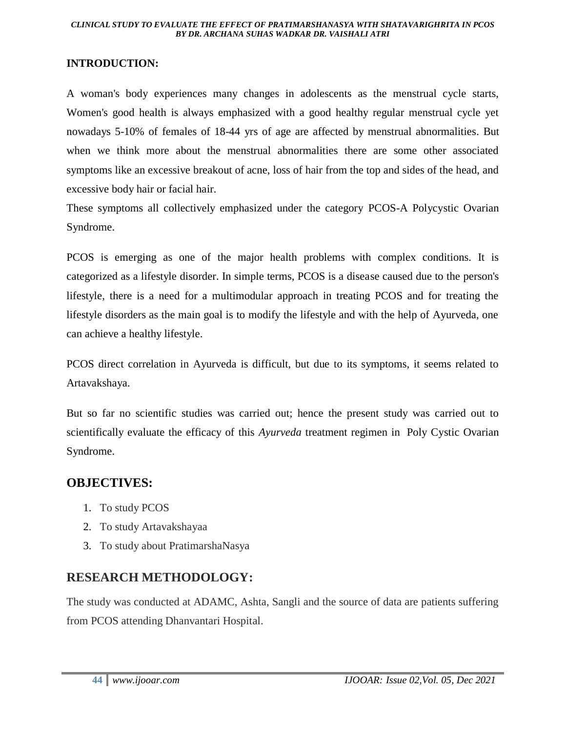## INTRODUCTION:

A woman's body experiences many changes in adolescents as the menstrual cycle starts, Women's good health is always emphasized with a good healthy regular menstrual cycle yet nowadays 5-10% of females of 18-44 yrs of age are affected by menstrual abnormalities. But when we think more about the menstrual abnormalities there are some other associated symptoms like an excessive breakout of acne, loss of hair from the top and sides of the head, and excessive body hair or facial hair.

These symptoms all collectively emphasized under the category PCOS-A Polycystic Ovarian Syndrome.

PCOS is emerging as one of the major health problems with complex conditions. It is categorized as a lifestyle disorder. In simple terms, PCOS is a disease caused due to the person's lifestyle, there is a need for a multimodular approach in treating PCOS and for treating the lifestyle disorders as the main goal is to modify the lifestyle and with the help of Ayurveda, one can achieve a healthy lifestyle.

PCOS direct correlation in Ayurveda is difficult, but due to its symptoms, it seems related to Artavakshaya.

But so far no scientific studies was carried out; hence the present study was carried out to scientifically evaluate the efficacy of this *Ayurveda* treatment regimen in Poly Cystic Ovarian Syndrome.

## OBJECTIVES:

1. To study PCOS
2. To study Artavakshayaa
3. To study about PratimarshaNasya

## RESEARCH METHODOLOGY:

The study was conducted at ADAMC, Ashta, Sangli and the source of data are patients suffering from PCOS attending Dhanvantari Hospital.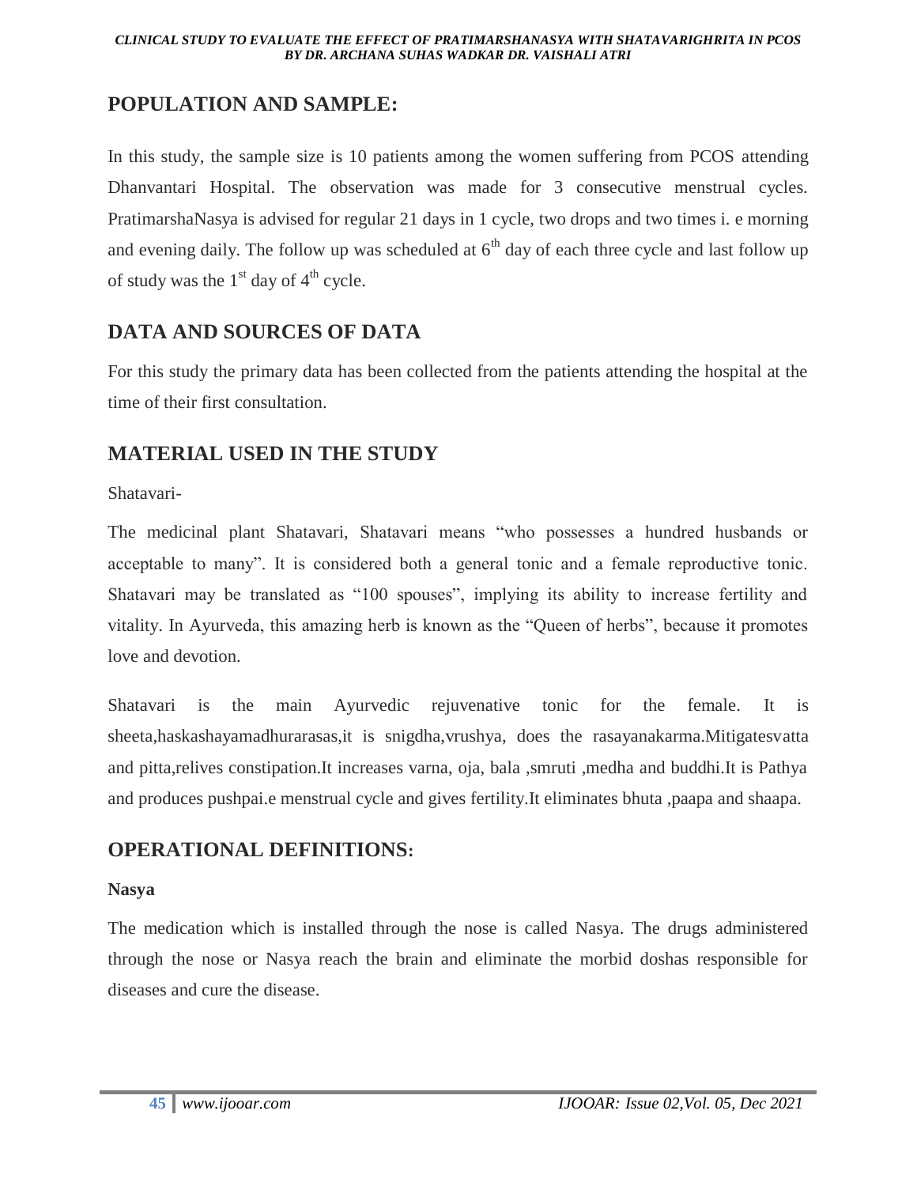## POPULATION AND SAMPLE:

In this study, the sample size is 10 patients among the women suffering from PCOS attending Dhanvantari Hospital. The observation was made for 3 consecutive menstrual cycles. PratimarshaNasya is advised for regular 21 days in 1 cycle, two drops and two times i. e morning and evening daily. The follow up was scheduled at $6^{th}$ day of each three cycle and last follow up of study was the $1^{st}$ day of $4^{th}$ cycle.

## DATA AND SOURCES OF DATA

For this study the primary data has been collected from the patients attending the hospital at the time of their first consultation.

## MATERIAL USED IN THE STUDY

Shatavari-

The medicinal plant Shatavari, Shatavari means "who possesses a hundred husbands or acceptable to many". It is considered both a general tonic and a female reproductive tonic. Shatavari may be translated as "100 spouses", implying its ability to increase fertility and vitality. In Ayurveda, this amazing herb is known as the "Queen of herbs", because it promotes love and devotion.

Shatavari is the main Ayurvedic rejuvenative tonic for the female. It is sheeta,haskashayamadhurarasas,it is snigdha,vrushya, does the rasayanakarma.Mitigatesvatta and pitta,relives constipation.It increases varna, oja, bala ,smruti ,medha and buddhi.It is Pathya and produces pushpai.e menstrual cycle and gives fertility.It eliminates bhuta ,paapa and shaapa.

## OPERATIONAL DEFINITIONS:

**Nasya**

The medication which is installed through the nose is called Nasya. The drugs administered through the nose or Nasya reach the brain and eliminate the morbid doshas responsible for diseases and cure the disease.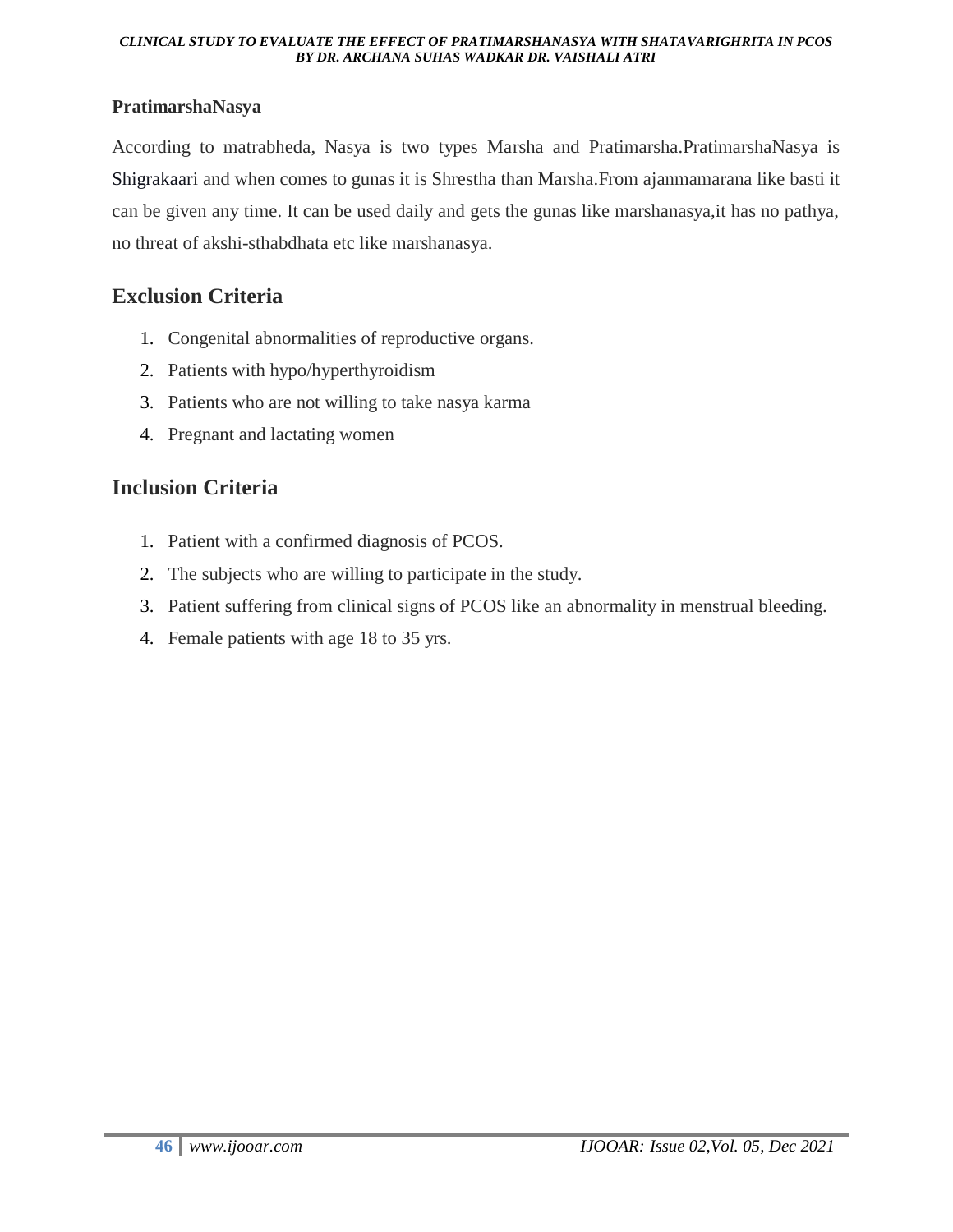**PratimarshaNasya**

According to matrabheda, Nasya is two types Marsha and Pratimarsha.PratimarshaNasya is Shigrakaari and when comes to gunas it is Shrestha than Marsha.From ajanmamarana like basti it can be given any time. It can be used daily and gets the gunas like marshanasya,it has no pathya, no threat of akshi-sthabdhata etc like marshanasya.

## Exclusion Criteria

1. Congenital abnormalities of reproductive organs.
2. Patients with hypo/hyperthyroidism
3. Patients who are not willing to take nasya karma
4. Pregnant and lactating women

## Inclusion Criteria

1. Patient with a confirmed diagnosis of PCOS.
2. The subjects who are willing to participate in the study.
3. Patient suffering from clinical signs of PCOS like an abnormality in menstrual bleeding.
4. Female patients with age 18 to 35 yrs.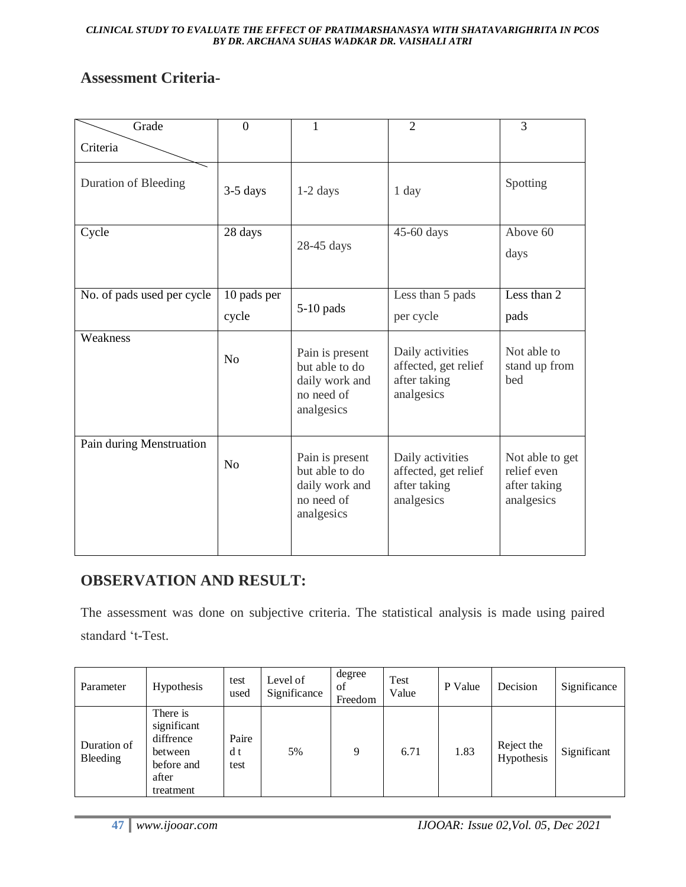## Assessment Criteria-

| Grade / Criteria | 0 | 1 | 2 | 3 |
|---|---|---|---|---|
| Duration of Bleeding | 3-5 days | 1-2 days | 1 day | Spotting |
| Cycle | 28 days | 28-45 days | 45-60 days | Above 60 days |
| No. of pads used per cycle | 10 pads per cycle | 5-10 pads | Less than 5 pads per cycle | Less than 2 pads |
| Weakness | No | Pain is present but able to do daily work and no need of analgesics | Daily activities affected, get relief after taking analgesics | Not able to stand up from bed |
| Pain during Menstruation | No | Pain is present but able to do daily work and no need of analgesics | Daily activities affected, get relief after taking analgesics | Not able to get relief even after taking analgesics |

## OBSERVATION AND RESULT:

The assessment was done on subjective criteria. The statistical analysis is made using paired standard 't-Test.

| Parameter | Hypothesis | test used | Level of Significance | degree of Freedom | Test Value | P Value | Decision | Significance |
|---|---|---|---|---|---|---|---|---|
| Duration of Bleeding | There is significant diffrence between before and after treatment | Paire d t test | 5% | 9 | 6.71 | 1.83 | Reject the Hypothesis | Significant |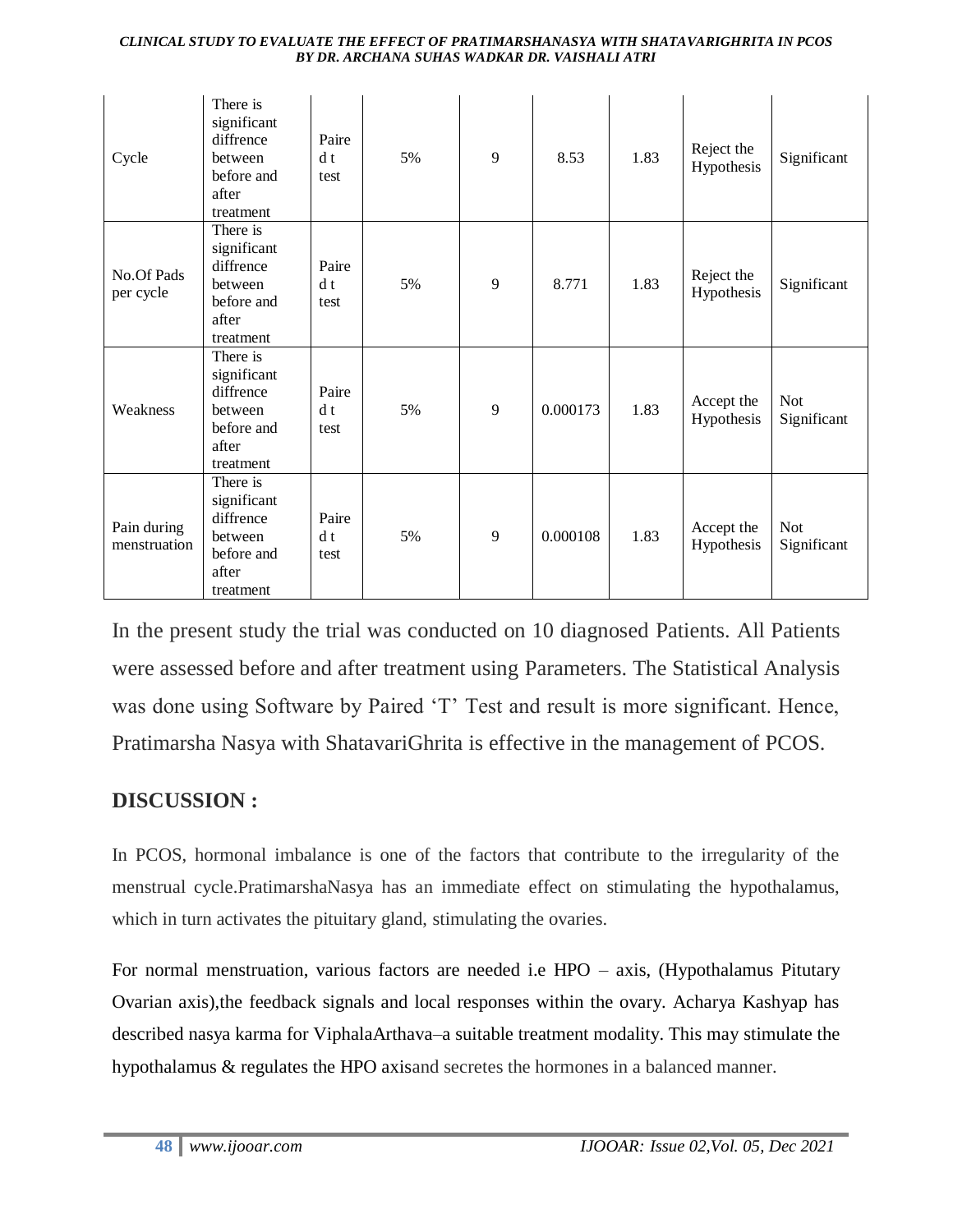| Cycle | There is significant diffrence between before and after treatment | Paired t test | 5% | 9 | 8.53 | 1.83 | Reject the Hypothesis | Significant |
|---|---|---|---|---|---|---|---|---|
| No.Of Pads per cycle | There is significant diffrence between before and after treatment | Paired t test | 5% | 9 | 8.771 | 1.83 | Reject the Hypothesis | Significant |
| Weakness | There is significant diffrence between before and after treatment | Paired t test | 5% | 9 | 0.000173 | 1.83 | Accept the Hypothesis | Not Significant |
| Pain during menstruation | There is significant diffrence between before and after treatment | Paired t test | 5% | 9 | 0.000108 | 1.83 | Accept the Hypothesis | Not Significant |

In the present study the trial was conducted on 10 diagnosed Patients. All Patients were assessed before and after treatment using Parameters. The Statistical Analysis was done using Software by Paired 'T' Test and result is more significant. Hence, Pratimarsha Nasya with ShatavariGhrita is effective in the management of PCOS.

## DISCUSSION :

In PCOS, hormonal imbalance is one of the factors that contribute to the irregularity of the menstrual cycle.PratimarshaNasya has an immediate effect on stimulating the hypothalamus, which in turn activates the pituitary gland, stimulating the ovaries.

For normal menstruation, various factors are needed i.e HPO – axis, (Hypothalamus Pitutary Ovarian axis),the feedback signals and local responses within the ovary. Acharya Kashyap has described nasya karma for ViphalaArthava–a suitable treatment modality. This may stimulate the hypothalamus & regulates the HPO axisand secretes the hormones in a balanced manner.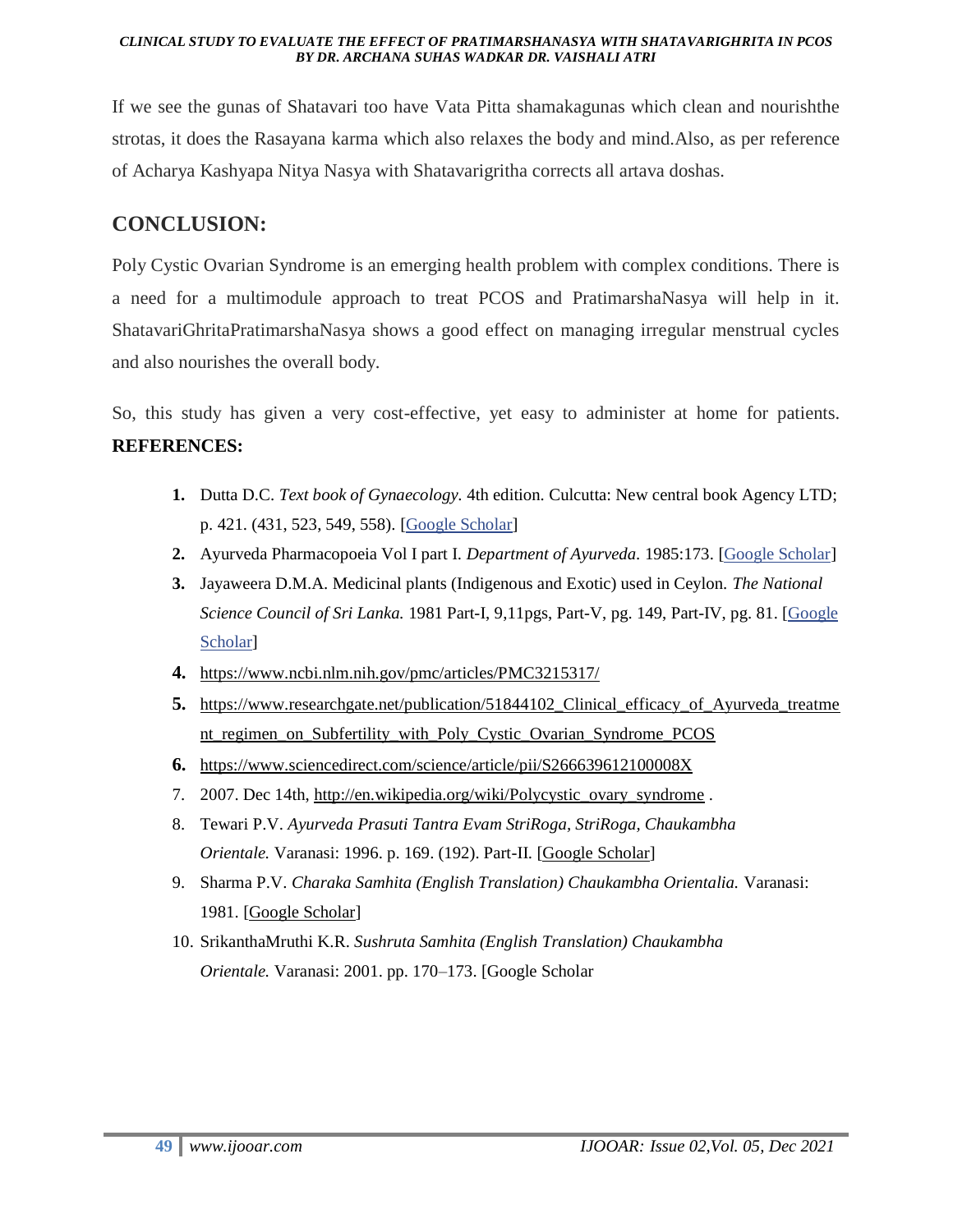If we see the gunas of Shatavari too have Vata Pitta shamakagunas which clean and nourishthe strotas, it does the Rasayana karma which also relaxes the body and mind.Also, as per reference of Acharya Kashyapa Nitya Nasya with Shatavarigritha corrects all artava doshas.

## CONCLUSION:

Poly Cystic Ovarian Syndrome is an emerging health problem with complex conditions. There is a need for a multimodule approach to treat PCOS and PratimarshaNasya will help in it. ShatavariGhritaPratimarshaNasya shows a good effect on managing irregular menstrual cycles and also nourishes the overall body.

So, this study has given a very cost-effective, yet easy to administer at home for patients.

**REFERENCES:**

1. Dutta D.C. *Text book of Gynaecology.* 4th edition. Culcutta: New central book Agency LTD; p. 421. (431, 523, 549, 558). [Google Scholar]
2. Ayurveda Pharmacopoeia Vol I part I. *Department of Ayurveda.* 1985:173. [Google Scholar]
3. Jayaweera D.M.A. Medicinal plants (Indigenous and Exotic) used in Ceylon. *The National Science Council of Sri Lanka.* 1981 Part-I, 9,11pgs, Part-V, pg. 149, Part-IV, pg. 81. [Google Scholar]
4. https://www.ncbi.nlm.nih.gov/pmc/articles/PMC3215317/
5. https://www.researchgate.net/publication/51844102_Clinical_efficacy_of_Ayurveda_treatment_regimen_on_Subfertility_with_Poly_Cystic_Ovarian_Syndrome_PCOS
6. https://www.sciencedirect.com/science/article/pii/S266639612100008X
7. 2007. Dec 14th, http://en.wikipedia.org/wiki/Polycystic_ovary_syndrome .
8. Tewari P.V. *Ayurveda Prasuti Tantra Evam StriRoga, StriRoga, Chaukambha Orientale.* Varanasi: 1996. p. 169. (192). Part-II. [Google Scholar]
9. Sharma P.V. *Charaka Samhita (English Translation) Chaukambha Orientalia.* Varanasi: 1981. [Google Scholar]
10. SrikanthaMruthi K.R. *Sushruta Samhita (English Translation) Chaukambha Orientale.* Varanasi: 2001. pp. 170–173. [Google Scholar